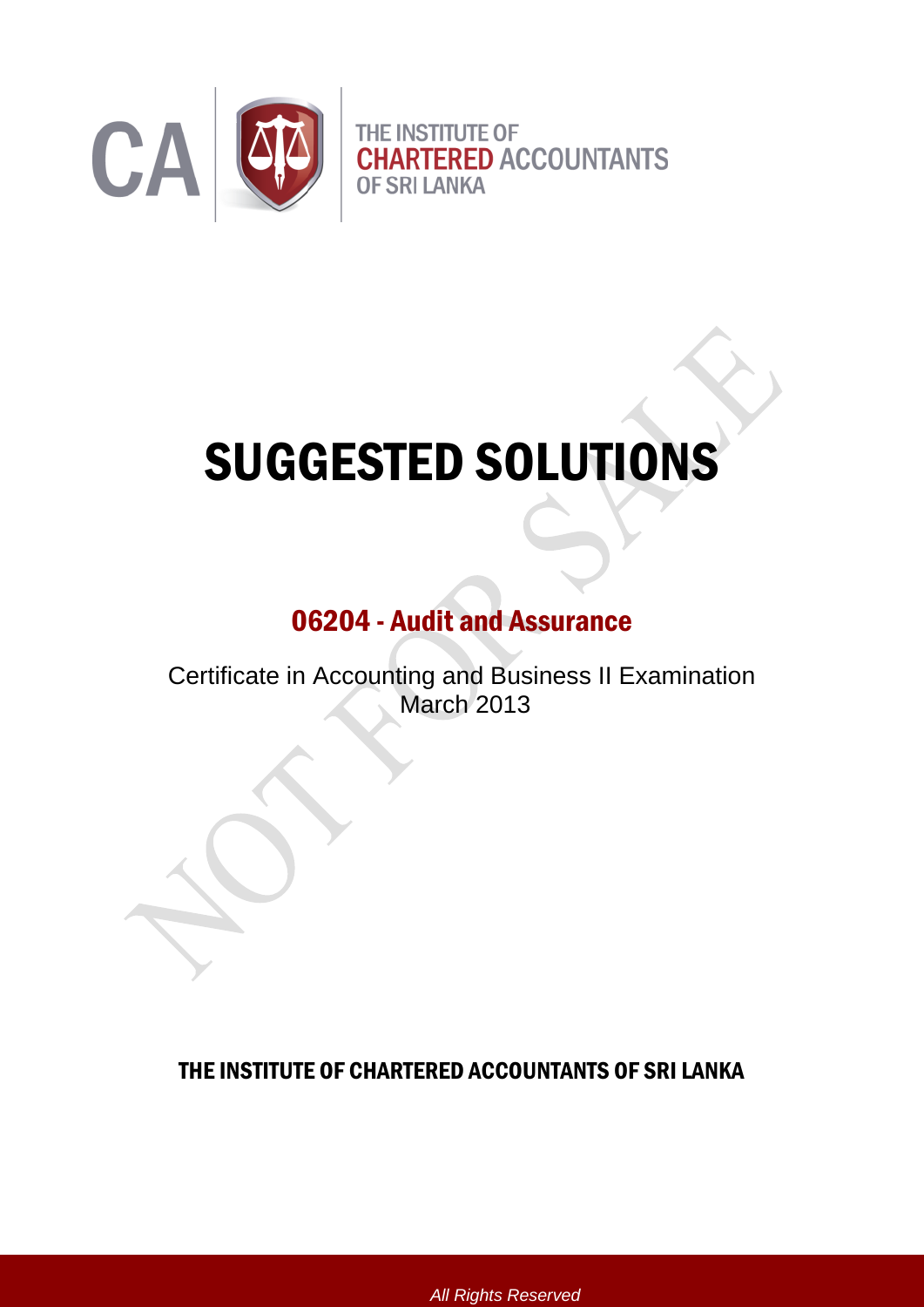CA | THE INSTITUTE OF CHARTERED ACCOUNTANTS OF SRI LANKA

# SUGGESTED SOLUTIONS

## 06204 - Audit and Assurance

Certificate in Accounting and Business II Examination
March 2013

**THE INSTITUTE OF CHARTERED ACCOUNTANTS OF SRI LANKA**

*All Rights Reserved*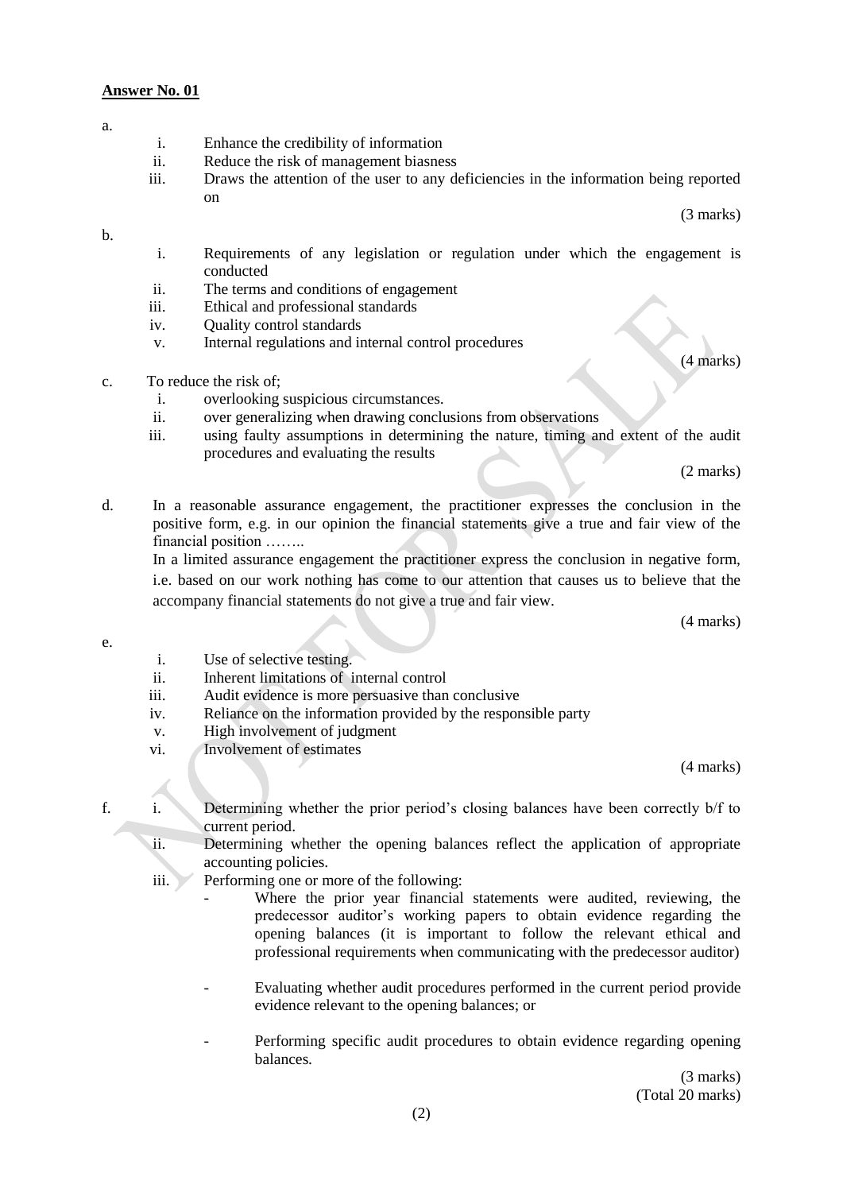**Answer No. 01**

a.

i. Enhance the credibility of information
ii. Reduce the risk of management biasness
iii. Draws the attention of the user to any deficiencies in the information being reported on

(3 marks)

b.

i. Requirements of any legislation or regulation under which the engagement is conducted
ii. The terms and conditions of engagement
iii. Ethical and professional standards
iv. Quality control standards
v. Internal regulations and internal control procedures

(4 marks)

c. To reduce the risk of;

i. overlooking suspicious circumstances.
ii. over generalizing when drawing conclusions from observations
iii. using faulty assumptions in determining the nature, timing and extent of the audit procedures and evaluating the results

(2 marks)

d. In a reasonable assurance engagement, the practitioner expresses the conclusion in the positive form, e.g. in our opinion the financial statements give a true and fair view of the financial position ……..

In a limited assurance engagement the practitioner express the conclusion in negative form, i.e. based on our work nothing has come to our attention that causes us to believe that the accompany financial statements do not give a true and fair view.

(4 marks)

e.

i. Use of selective testing.
ii. Inherent limitations of internal control
iii. Audit evidence is more persuasive than conclusive
iv. Reliance on the information provided by the responsible party
v. High involvement of judgment
vi. Involvement of estimates

(4 marks)

f.

i. Determining whether the prior period's closing balances have been correctly b/f to current period.
ii. Determining whether the opening balances reflect the application of appropriate accounting policies.
iii. Performing one or more of the following:
   - Where the prior year financial statements were audited, reviewing, the predecessor auditor's working papers to obtain evidence regarding the opening balances (it is important to follow the relevant ethical and professional requirements when communicating with the predecessor auditor)
   - Evaluating whether audit procedures performed in the current period provide evidence relevant to the opening balances; or
   - Performing specific audit procedures to obtain evidence regarding opening balances.

(3 marks)
(Total 20 marks)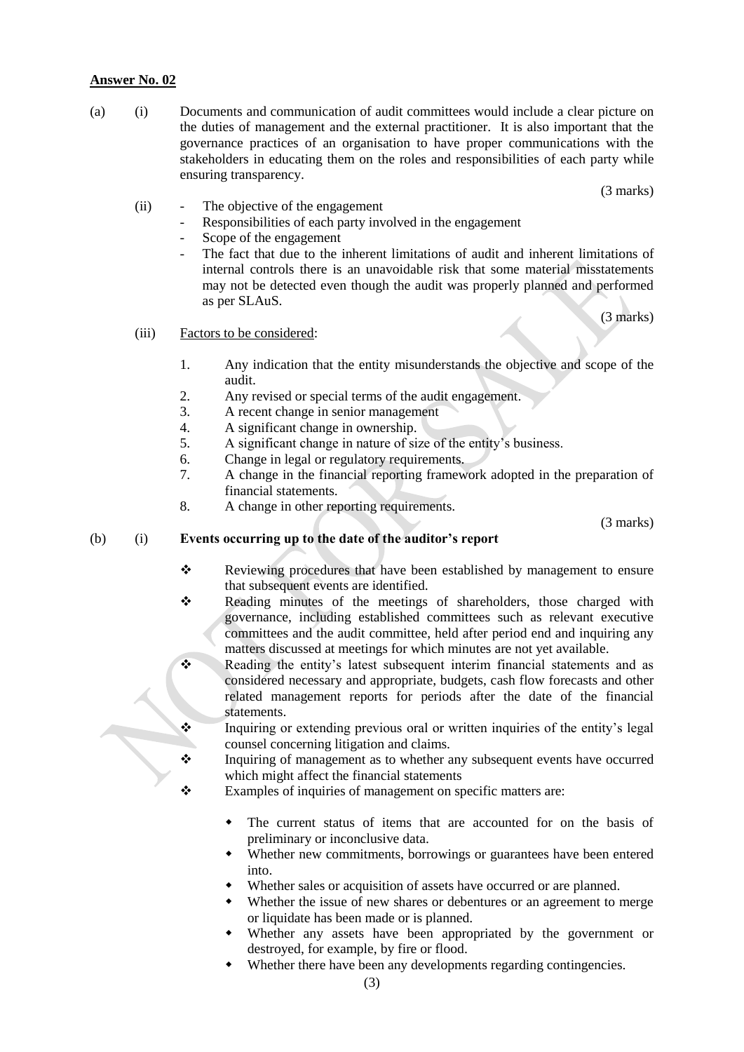**Answer No. 02**

(a) (i) Documents and communication of audit committees would include a clear picture on the duties of management and the external practitioner. It is also important that the governance practices of an organisation to have proper communications with the stakeholders in educating them on the roles and responsibilities of each party while ensuring transparency.

(3 marks)

(ii)
- The objective of the engagement
- Responsibilities of each party involved in the engagement
- Scope of the engagement
- The fact that due to the inherent limitations of audit and inherent limitations of internal controls there is an unavoidable risk that some material misstatements may not be detected even though the audit was properly planned and performed as per SLAuS.

(3 marks)

(iii) Factors to be considered:

1. Any indication that the entity misunderstands the objective and scope of the audit.
2. Any revised or special terms of the audit engagement.
3. A recent change in senior management
4. A significant change in ownership.
5. A significant change in nature of size of the entity's business.
6. Change in legal or regulatory requirements.
7. A change in the financial reporting framework adopted in the preparation of financial statements.
8. A change in other reporting requirements.

(3 marks)

(b) (i) **Events occurring up to the date of the auditor's report**

- ❖ Reviewing procedures that have been established by management to ensure that subsequent events are identified.
- ❖ Reading minutes of the meetings of shareholders, those charged with governance, including established committees such as relevant executive committees and the audit committee, held after period end and inquiring any matters discussed at meetings for which minutes are not yet available.
- ❖ Reading the entity's latest subsequent interim financial statements and as considered necessary and appropriate, budgets, cash flow forecasts and other related management reports for periods after the date of the financial statements.
- ❖ Inquiring or extending previous oral or written inquiries of the entity's legal counsel concerning litigation and claims.
- ❖ Inquiring of management as to whether any subsequent events have occurred which might affect the financial statements
- ❖ Examples of inquiries of management on specific matters are:
  - The current status of items that are accounted for on the basis of preliminary or inconclusive data.
  - Whether new commitments, borrowings or guarantees have been entered into.
  - Whether sales or acquisition of assets have occurred or are planned.
  - Whether the issue of new shares or debentures or an agreement to merge or liquidate has been made or is planned.
  - Whether any assets have been appropriated by the government or destroyed, for example, by fire or flood.
  - Whether there have been any developments regarding contingencies.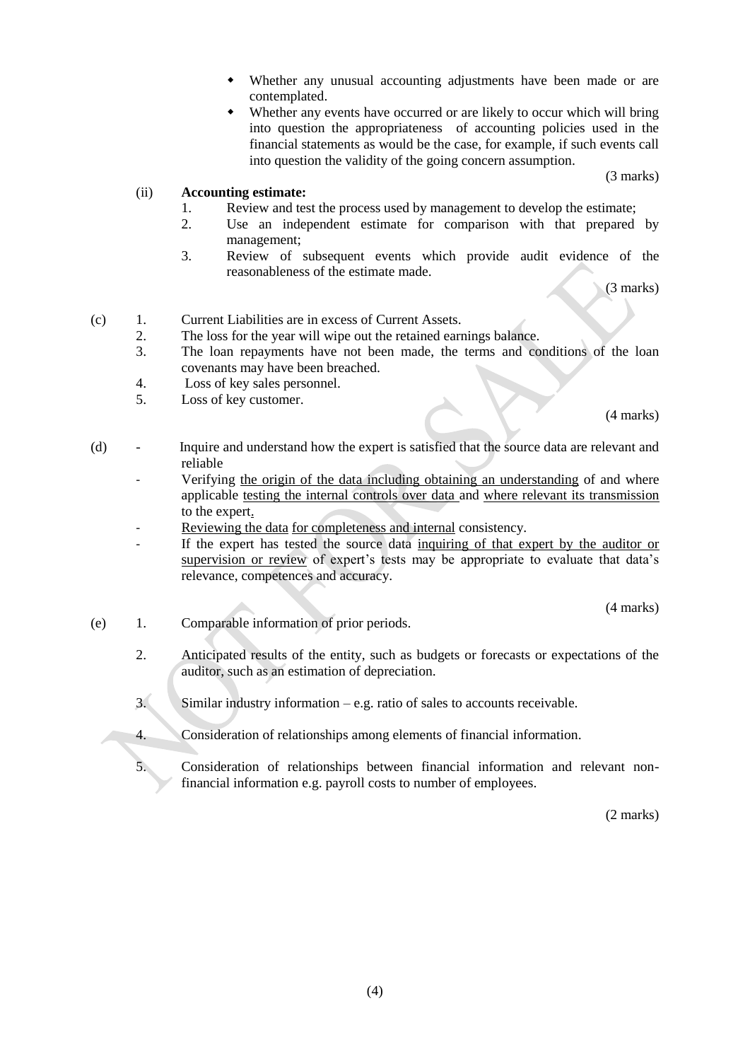- Whether any unusual accounting adjustments have been made or are contemplated.
- Whether any events have occurred or are likely to occur which will bring into question the appropriateness of accounting policies used in the financial statements as would be the case, for example, if such events call into question the validity of the going concern assumption.

(3 marks)

(ii) **Accounting estimate:**

1. Review and test the process used by management to develop the estimate;
2. Use an independent estimate for comparison with that prepared by management;
3. Review of subsequent events which provide audit evidence of the reasonableness of the estimate made.

(3 marks)

(c)

1. Current Liabilities are in excess of Current Assets.
2. The loss for the year will wipe out the retained earnings balance.
3. The loan repayments have not been made, the terms and conditions of the loan covenants may have been breached.
4. Loss of key sales personnel.
5. Loss of key customer.

(4 marks)

(d)

- Inquire and understand how the expert is satisfied that the source data are relevant and reliable
- Verifying the origin of the data including obtaining an understanding of and where applicable testing the internal controls over data and where relevant its transmission to the expert.
- Reviewing the data for completeness and internal consistency.
- If the expert has tested the source data inquiring of that expert by the auditor or supervision or review of expert's tests may be appropriate to evaluate that data's relevance, competences and accuracy.

(4 marks)

(e)

1. Comparable information of prior periods.
2. Anticipated results of the entity, such as budgets or forecasts or expectations of the auditor, such as an estimation of depreciation.
3. Similar industry information – e.g. ratio of sales to accounts receivable.
4. Consideration of relationships among elements of financial information.
5. Consideration of relationships between financial information and relevant non-financial information e.g. payroll costs to number of employees.

(2 marks)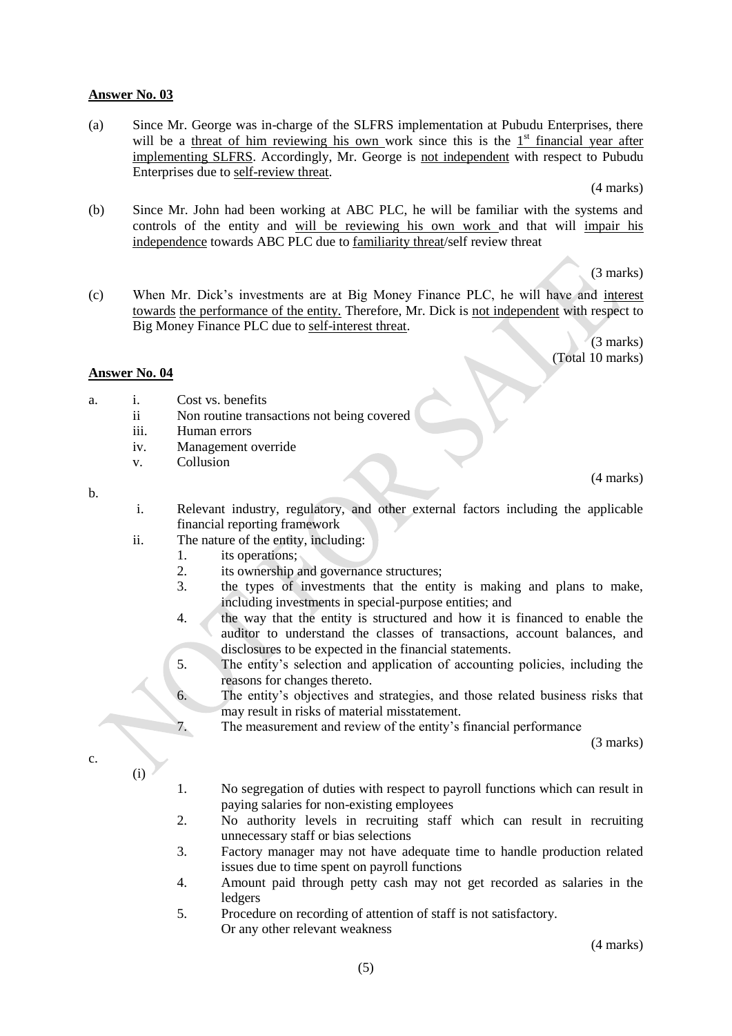**Answer No. 03**

(a) Since Mr. George was in-charge of the SLFRS implementation at Pubudu Enterprises, there will be a threat of him reviewing his own work since this is the 1st financial year after implementing SLFRS. Accordingly, Mr. George is not independent with respect to Pubudu Enterprises due to self-review threat.

(4 marks)

(b) Since Mr. John had been working at ABC PLC, he will be familiar with the systems and controls of the entity and will be reviewing his own work and that will impair his independence towards ABC PLC due to familiarity threat/self review threat

(3 marks)

(c) When Mr. Dick's investments are at Big Money Finance PLC, he will have and interest towards the performance of the entity. Therefore, Mr. Dick is not independent with respect to Big Money Finance PLC due to self-interest threat.

(3 marks)
(Total 10 marks)

**Answer No. 04**

a.
- i. Cost vs. benefits
- ii Non routine transactions not being covered
- iii. Human errors
- iv. Management override
- v. Collusion

(4 marks)

b.
- i. Relevant industry, regulatory, and other external factors including the applicable financial reporting framework
- ii. The nature of the entity, including:
  1. its operations;
  2. its ownership and governance structures;
  3. the types of investments that the entity is making and plans to make, including investments in special-purpose entities; and
  4. the way that the entity is structured and how it is financed to enable the auditor to understand the classes of transactions, account balances, and disclosures to be expected in the financial statements.
  5. The entity's selection and application of accounting policies, including the reasons for changes thereto.
  6. The entity's objectives and strategies, and those related business risks that may result in risks of material misstatement.
  7. The measurement and review of the entity's financial performance

(3 marks)

c.

(i)
1. No segregation of duties with respect to payroll functions which can result in paying salaries for non-existing employees
2. No authority levels in recruiting staff which can result in recruiting unnecessary staff or bias selections
3. Factory manager may not have adequate time to handle production related issues due to time spent on payroll functions
4. Amount paid through petty cash may not get recorded as salaries in the ledgers
5. Procedure on recording of attention of staff is not satisfactory.
   Or any other relevant weakness

(4 marks)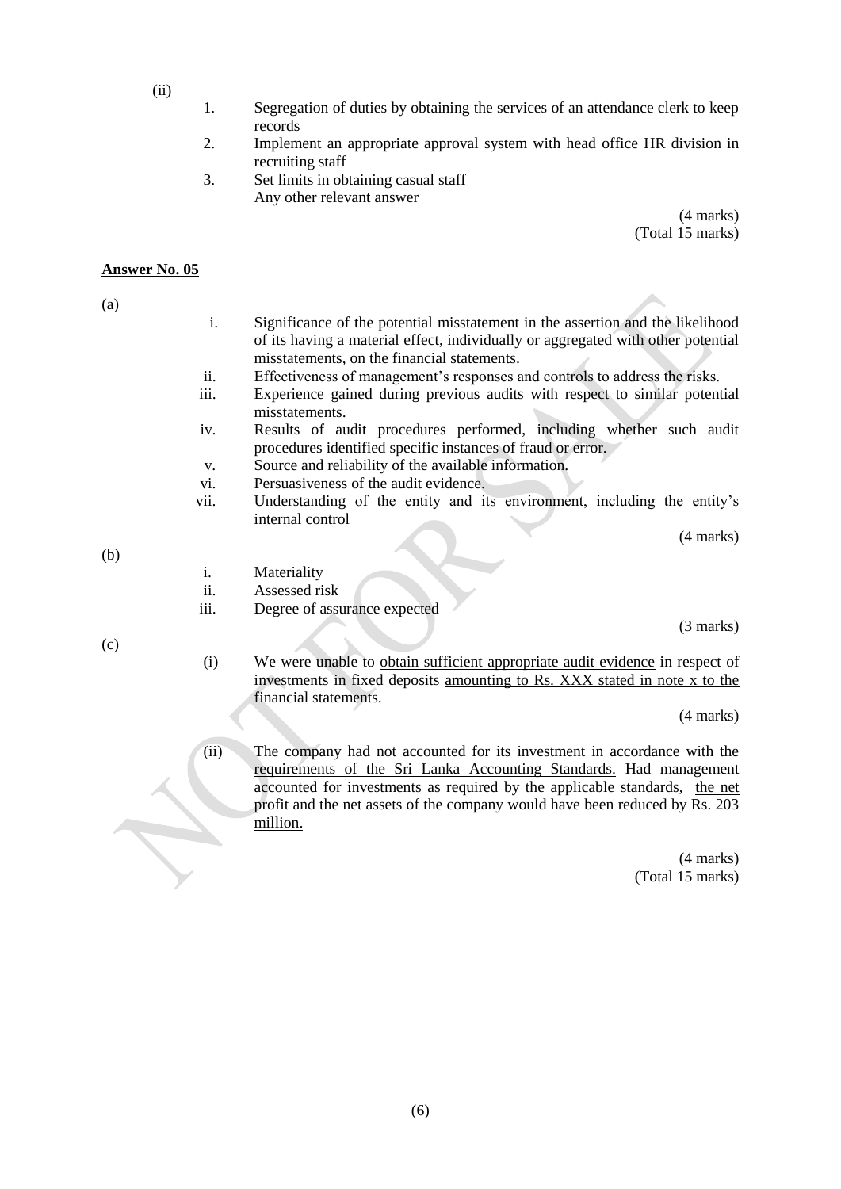(ii)

1. Segregation of duties by obtaining the services of an attendance clerk to keep records
2. Implement an appropriate approval system with head office HR division in recruiting staff
3. Set limits in obtaining casual staff

   Any other relevant answer

(4 marks)
(Total 15 marks)

**Answer No. 05**

(a)

i. Significance of the potential misstatement in the assertion and the likelihood of its having a material effect, individually or aggregated with other potential misstatements, on the financial statements.
ii. Effectiveness of management's responses and controls to address the risks.
iii. Experience gained during previous audits with respect to similar potential misstatements.
iv. Results of audit procedures performed, including whether such audit procedures identified specific instances of fraud or error.
v. Source and reliability of the available information.
vi. Persuasiveness of the audit evidence.
vii. Understanding of the entity and its environment, including the entity's internal control

(4 marks)

(b)

i. Materiality
ii. Assessed risk
iii. Degree of assurance expected

(3 marks)

(c)

(i) We were unable to obtain sufficient appropriate audit evidence in respect of investments in fixed deposits amounting to Rs. XXX stated in note x to the financial statements.

(4 marks)

(ii) The company had not accounted for its investment in accordance with the requirements of the Sri Lanka Accounting Standards. Had management accounted for investments as required by the applicable standards, the net profit and the net assets of the company would have been reduced by Rs. 203 million.

(4 marks)
(Total 15 marks)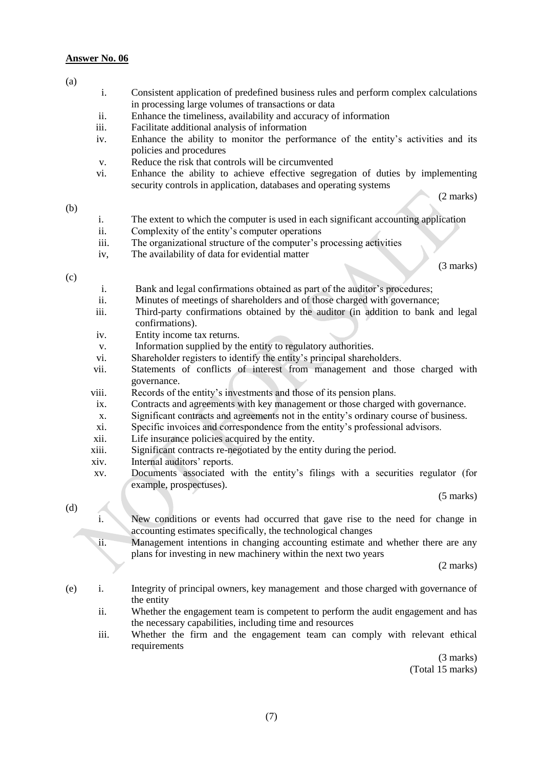**Answer No. 06**

(a)

i. Consistent application of predefined business rules and perform complex calculations in processing large volumes of transactions or data
ii. Enhance the timeliness, availability and accuracy of information
iii. Facilitate additional analysis of information
iv. Enhance the ability to monitor the performance of the entity's activities and its policies and procedures
v. Reduce the risk that controls will be circumvented
vi. Enhance the ability to achieve effective segregation of duties by implementing security controls in application, databases and operating systems

(2 marks)

(b)

i. The extent to which the computer is used in each significant accounting application
ii. Complexity of the entity's computer operations
iii. The organizational structure of the computer's processing activities
iv, The availability of data for evidential matter

(3 marks)

(c)

i. Bank and legal confirmations obtained as part of the auditor's procedures;
ii. Minutes of meetings of shareholders and of those charged with governance;
iii. Third-party confirmations obtained by the auditor (in addition to bank and legal confirmations).
iv. Entity income tax returns.
v. Information supplied by the entity to regulatory authorities.
vi. Shareholder registers to identify the entity's principal shareholders.
vii. Statements of conflicts of interest from management and those charged with governance.
viii. Records of the entity's investments and those of its pension plans.
ix. Contracts and agreements with key management or those charged with governance.
x. Significant contracts and agreements not in the entity's ordinary course of business.
xi. Specific invoices and correspondence from the entity's professional advisors.
xii. Life insurance policies acquired by the entity.
xiii. Significant contracts re-negotiated by the entity during the period.
xiv. Internal auditors' reports.
xv. Documents associated with the entity's filings with a securities regulator (for example, prospectuses).

(5 marks)

(d)

i. New conditions or events had occurred that gave rise to the need for change in accounting estimates specifically, the technological changes
ii. Management intentions in changing accounting estimate and whether there are any plans for investing in new machinery within the next two years

(2 marks)

(e)

i. Integrity of principal owners, key management and those charged with governance of the entity
ii. Whether the engagement team is competent to perform the audit engagement and has the necessary capabilities, including time and resources
iii. Whether the firm and the engagement team can comply with relevant ethical requirements

(3 marks)
(Total 15 marks)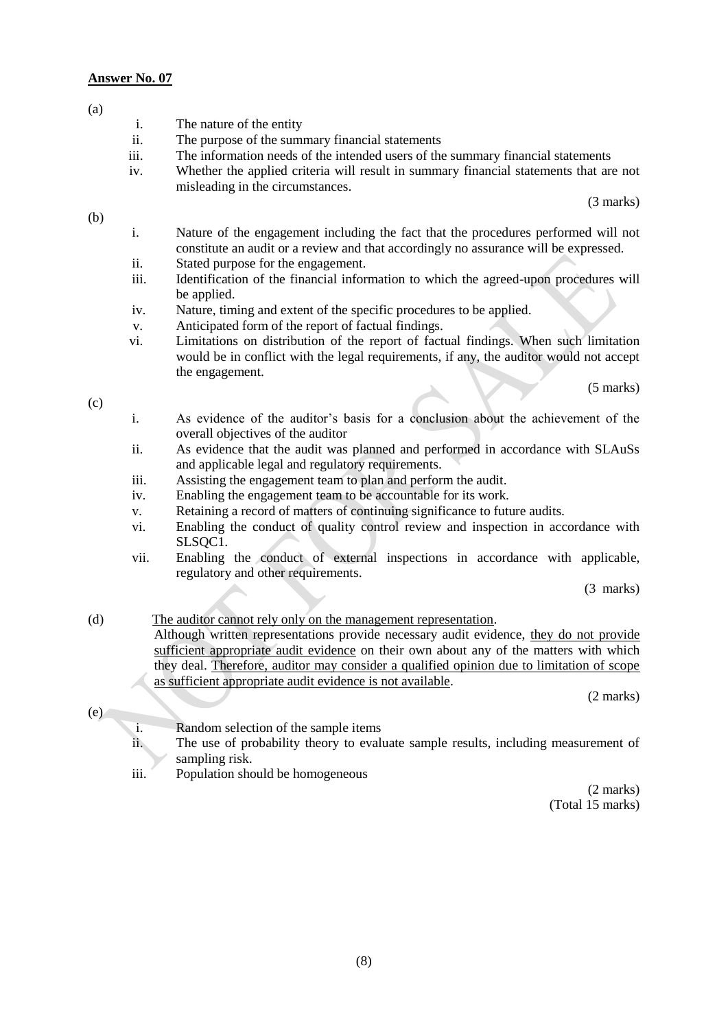**Answer No. 07**

(a)

i. The nature of the entity
ii. The purpose of the summary financial statements
iii. The information needs of the intended users of the summary financial statements
iv. Whether the applied criteria will result in summary financial statements that are not misleading in the circumstances.

(3 marks)

(b)

i. Nature of the engagement including the fact that the procedures performed will not constitute an audit or a review and that accordingly no assurance will be expressed.
ii. Stated purpose for the engagement.
iii. Identification of the financial information to which the agreed-upon procedures will be applied.
iv. Nature, timing and extent of the specific procedures to be applied.
v. Anticipated form of the report of factual findings.
vi. Limitations on distribution of the report of factual findings. When such limitation would be in conflict with the legal requirements, if any, the auditor would not accept the engagement.

(5 marks)

(c)

i. As evidence of the auditor's basis for a conclusion about the achievement of the overall objectives of the auditor
ii. As evidence that the audit was planned and performed in accordance with SLAuSs and applicable legal and regulatory requirements.
iii. Assisting the engagement team to plan and perform the audit.
iv. Enabling the engagement team to be accountable for its work.
v. Retaining a record of matters of continuing significance to future audits.
vi. Enabling the conduct of quality control review and inspection in accordance with SLSQC1.
vii. Enabling the conduct of external inspections in accordance with applicable, regulatory and other requirements.

(3 marks)

(d) <u>The auditor cannot rely only on the management representation</u>.
Although written representations provide necessary audit evidence, <u>they do not provide sufficient appropriate audit evidence</u> on their own about any of the matters with which they deal. <u>Therefore, auditor may consider a qualified opinion due to limitation of scope as sufficient appropriate audit evidence is not available</u>.

(2 marks)

(e)

i. Random selection of the sample items
ii. The use of probability theory to evaluate sample results, including measurement of sampling risk.
iii. Population should be homogeneous

(2 marks)
(Total 15 marks)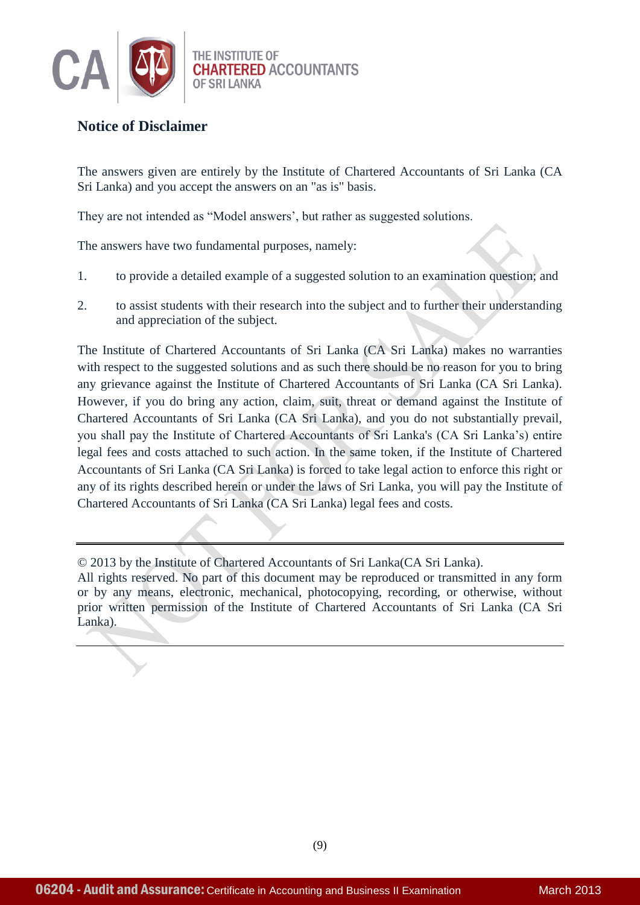## Notice of Disclaimer

The answers given are entirely by the Institute of Chartered Accountants of Sri Lanka (CA Sri Lanka) and you accept the answers on an "as is" basis.

They are not intended as "Model answers', but rather as suggested solutions.

The answers have two fundamental purposes, namely:

1. to provide a detailed example of a suggested solution to an examination question; and
2. to assist students with their research into the subject and to further their understanding and appreciation of the subject.

The Institute of Chartered Accountants of Sri Lanka (CA Sri Lanka) makes no warranties with respect to the suggested solutions and as such there should be no reason for you to bring any grievance against the Institute of Chartered Accountants of Sri Lanka (CA Sri Lanka). However, if you do bring any action, claim, suit, threat or demand against the Institute of Chartered Accountants of Sri Lanka (CA Sri Lanka), and you do not substantially prevail, you shall pay the Institute of Chartered Accountants of Sri Lanka's (CA Sri Lanka's) entire legal fees and costs attached to such action. In the same token, if the Institute of Chartered Accountants of Sri Lanka (CA Sri Lanka) is forced to take legal action to enforce this right or any of its rights described herein or under the laws of Sri Lanka, you will pay the Institute of Chartered Accountants of Sri Lanka (CA Sri Lanka) legal fees and costs.

---

© 2013 by the Institute of Chartered Accountants of Sri Lanka(CA Sri Lanka).
All rights reserved. No part of this document may be reproduced or transmitted in any form or by any means, electronic, mechanical, photocopying, recording, or otherwise, without prior written permission of the Institute of Chartered Accountants of Sri Lanka (CA Sri Lanka).

---